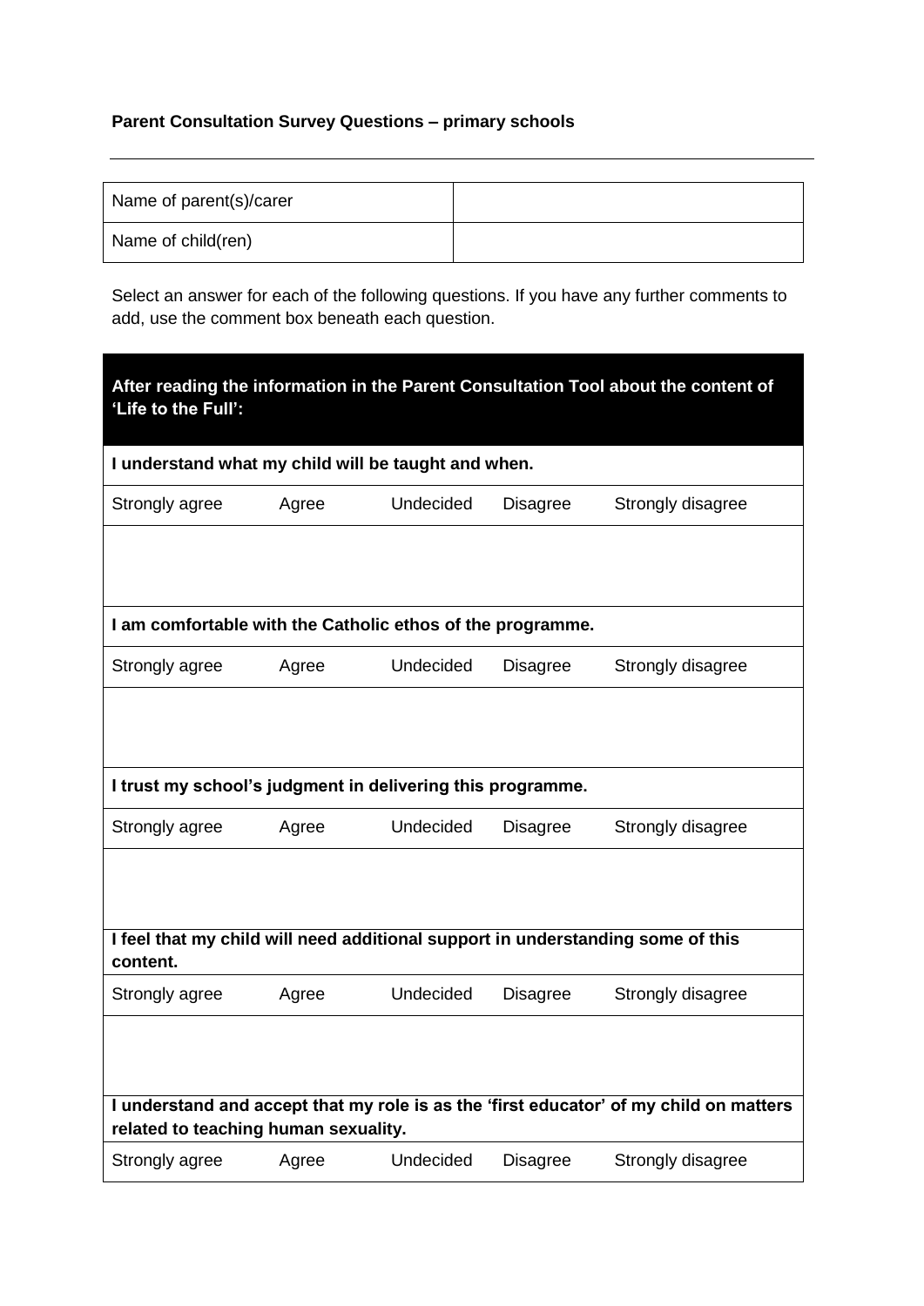**Parent Consultation Survey Questions – primary schools**

---

| Name of parent(s)/carer | |
|---|---|
| Name of child(ren) | |

Select an answer for each of the following questions. If you have any further comments to add, use the comment box beneath each question.

| **After reading the information in the Parent Consultation Tool about the content of 'Life to the Full':** | | | | |
|---|---|---|---|---|
| **I understand what my child will be taught and when.** | | | | |
| Strongly agree | Agree | Undecided | Disagree | Strongly disagree |
| | | | | |
| **I am comfortable with the Catholic ethos of the programme.** | | | | |
| Strongly agree | Agree | Undecided | Disagree | Strongly disagree |
| | | | | |
| **I trust my school's judgment in delivering this programme.** | | | | |
| Strongly agree | Agree | Undecided | Disagree | Strongly disagree |
| | | | | |
| **I feel that my child will need additional support in understanding some of this content.** | | | | |
| Strongly agree | Agree | Undecided | Disagree | Strongly disagree |
| | | | | |
| **I understand and accept that my role is as the 'first educator' of my child on matters related to teaching human sexuality.** | | | | |
| Strongly agree | Agree | Undecided | Disagree | Strongly disagree |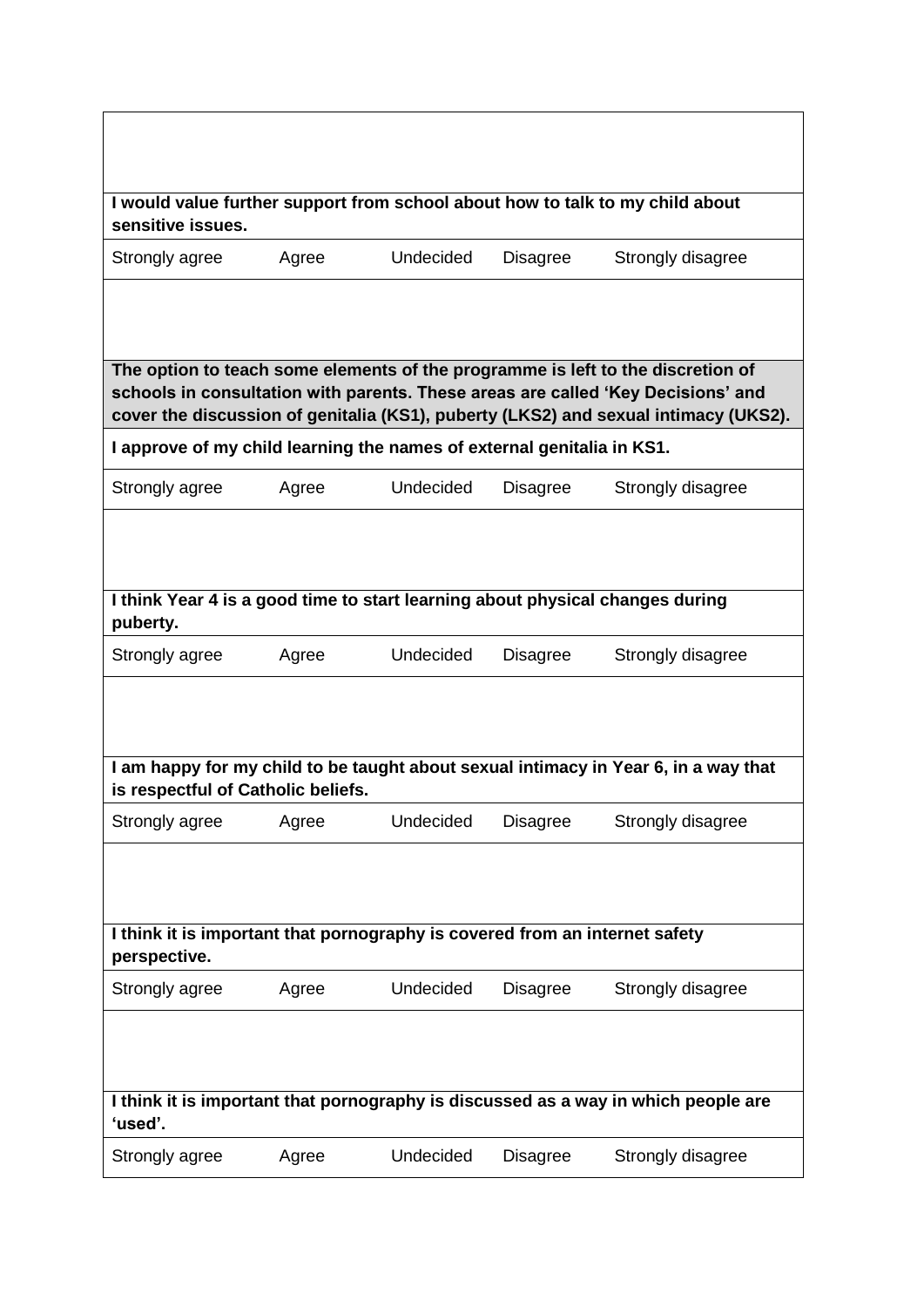**I would value further support from school about how to talk to my child about sensitive issues.**

| Strongly agree | Agree | Undecided | Disagree | Strongly disagree |
|---|---|---|---|---|

**The option to teach some elements of the programme is left to the discretion of schools in consultation with parents. These areas are called 'Key Decisions' and cover the discussion of genitalia (KS1), puberty (LKS2) and sexual intimacy (UKS2).**

**I approve of my child learning the names of external genitalia in KS1.**

| Strongly agree | Agree | Undecided | Disagree | Strongly disagree |
|---|---|---|---|---|

**I think Year 4 is a good time to start learning about physical changes during puberty.**

| Strongly agree | Agree | Undecided | Disagree | Strongly disagree |
|---|---|---|---|---|

**I am happy for my child to be taught about sexual intimacy in Year 6, in a way that is respectful of Catholic beliefs.**

| Strongly agree | Agree | Undecided | Disagree | Strongly disagree |
|---|---|---|---|---|

**I think it is important that pornography is covered from an internet safety perspective.**

| Strongly agree | Agree | Undecided | Disagree | Strongly disagree |
|---|---|---|---|---|

**I think it is important that pornography is discussed as a way in which people are 'used'.**

| Strongly agree | Agree | Undecided | Disagree | Strongly disagree |
|---|---|---|---|---|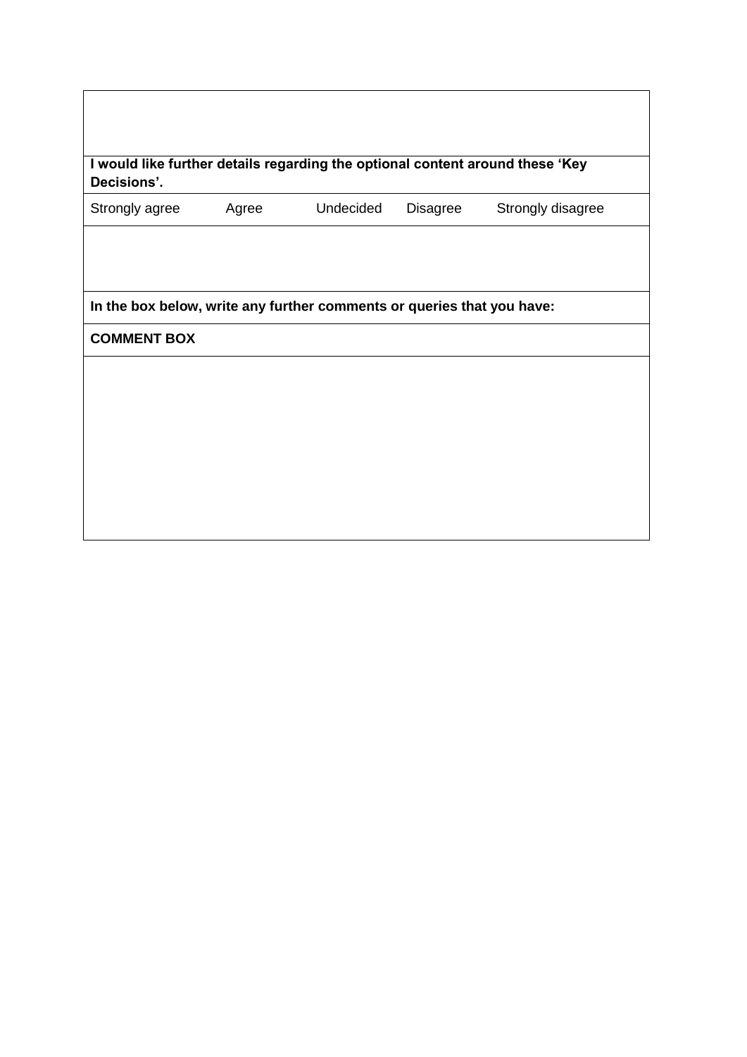**I would like further details regarding the optional content around these 'Key Decisions'.**

| | | | | |
|---|---|---|---|---|
| Strongly agree | Agree | Undecided | Disagree | Strongly disagree |

**In the box below, write any further comments or queries that you have:**

**COMMENT BOX**